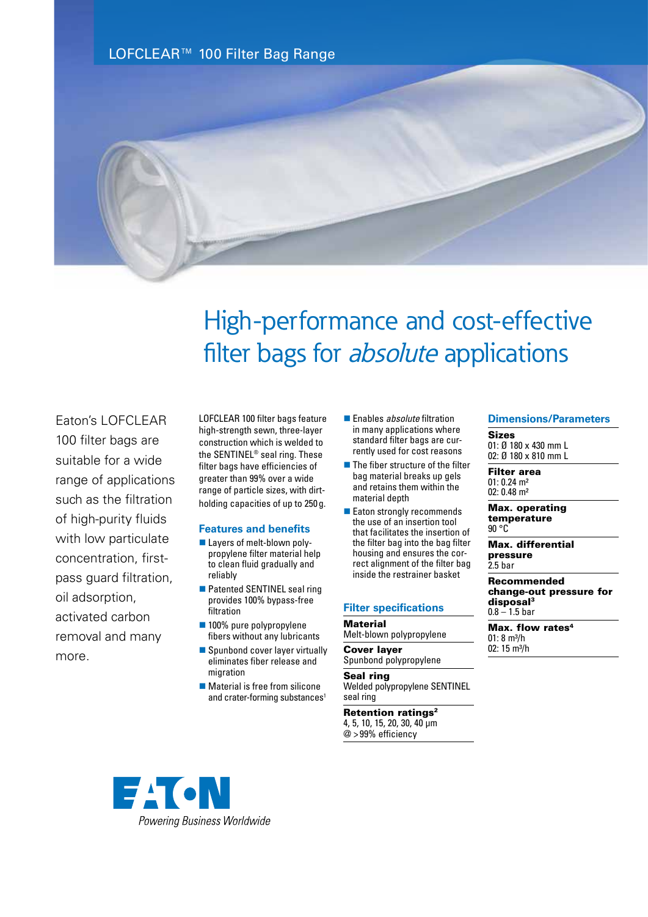LOFCLEAR™ 100 Filter Bag Range

# High-performance and cost-effective filter bags for *absolute* applications

Eaton's LOFCLEAR 100 filter bags are suitable for a wide range of applications such as the filtration of high-purity fluids with low particulate concentration, first-pass guard filtration, oil adsorption, activated carbon removal and many more.

LOFCLEAR 100 filter bags feature high-strength sewn, three-layer construction which is welded to the SENTINEL® seal ring. These filter bags have efficiencies of greater than 99% over a wide range of particle sizes, with dirt-holding capacities of up to 250 g.

## Features and benefits

- Layers of melt-blown polypropylene filter material help to clean fluid gradually and reliably
- Patented SENTINEL seal ring provides 100% bypass-free filtration
- 100% pure polypropylene fibers without any lubricants
- Spunbond cover layer virtually eliminates fiber release and migration
- Material is free from silicone and crater-forming substances[1]
- Enables *absolute* filtration in many applications where standard filter bags are currently used for cost reasons
- The fiber structure of the filter bag material breaks up gels and retains them within the material depth
- Eaton strongly recommends the use of an insertion tool that facilitates the insertion of the filter bag into the bag filter housing and ensures the correct alignment of the filter bag inside the restrainer basket

## Filter specifications

**Material**
Melt-blown polypropylene

**Cover layer**
Spunbond polypropylene

**Seal ring**
Welded polypropylene SENTINEL seal ring

**Retention ratings[2]**
4, 5, 10, 15, 20, 30, 40 µm
@ >99% efficiency

## Dimensions/Parameters

**Sizes**
01: Ø 180 x 430 mm L
02: Ø 180 x 810 mm L

**Filter area**
01: 0.24 $m^2$
02: 0.48 $m^2$

**Max. operating temperature**
90 °C

**Max. differential pressure**
2.5 bar

**Recommended change-out pressure for disposal[3]**
0.8 – 1.5 bar

**Max. flow rates[4]**
01: 8 $m^3$/h
02: 15 $m^3$/h

EATON
Powering Business Worldwide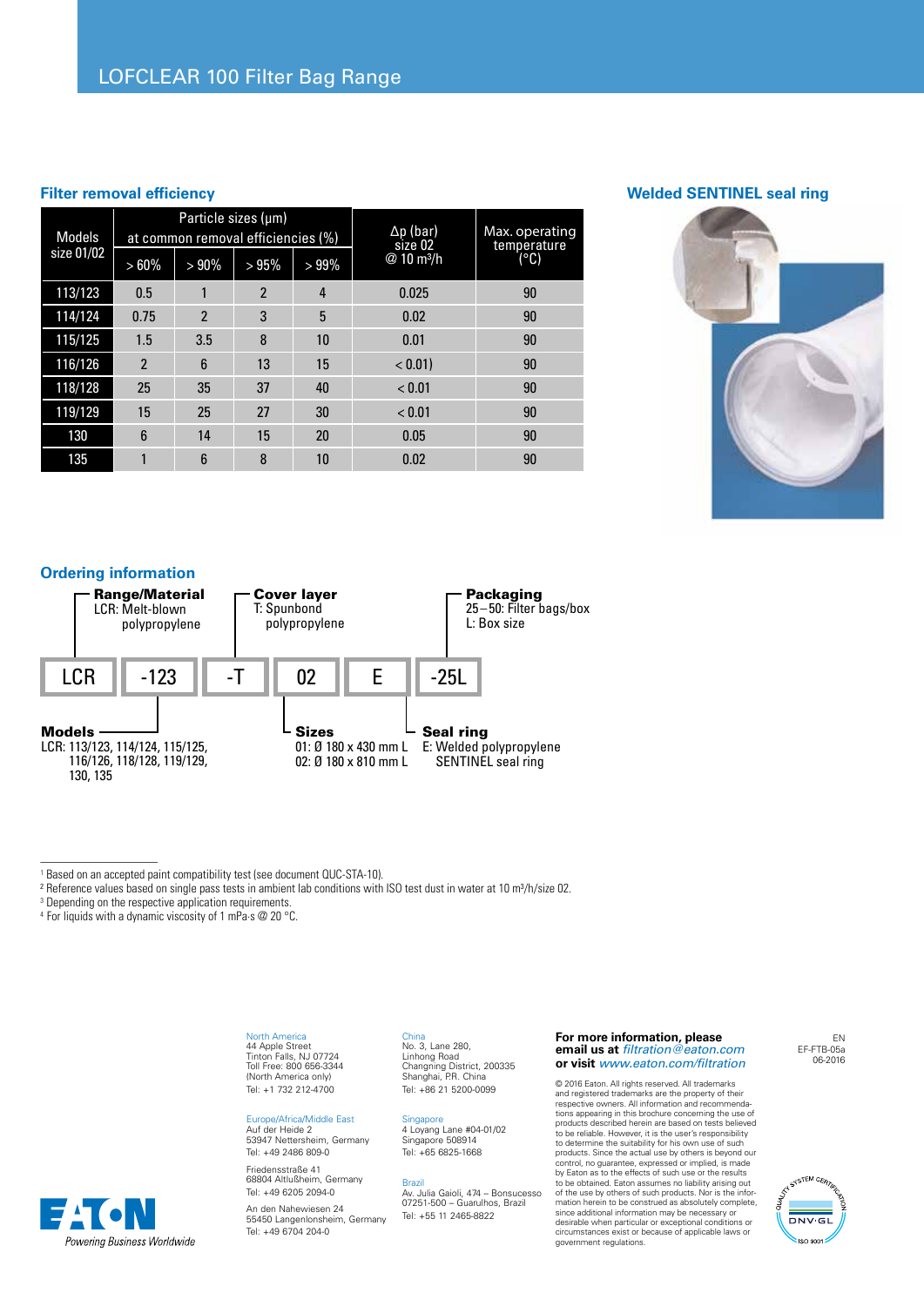# LOFCLEAR 100 Filter Bag Range

## Filter removal efficiency

| Models size 01/02 | Particle sizes (µm) at common removal efficiencies (%) | | | | Δp (bar) size 02 @ 10 m³/h | Max. operating temperature (°C) |
|---|---|---|---|---|---|---|
| | > 60% | > 90% | > 95% | > 99% | | |
| 113/123 | 0.5 | 1 | 2 | 4 | 0.025 | 90 |
| 114/124 | 0.75 | 2 | 3 | 5 | 0.02 | 90 |
| 115/125 | 1.5 | 3.5 | 8 | 10 | 0.01 | 90 |
| 116/126 | 2 | 6 | 13 | 15 | < 0.01) | 90 |
| 118/128 | 25 | 35 | 37 | 40 | < 0.01 | 90 |
| 119/129 | 15 | 25 | 27 | 30 | < 0.01 | 90 |
| 130 | 6 | 14 | 15 | 20 | 0.05 | 90 |
| 135 | 1 | 6 | 8 | 10 | 0.02 | 90 |

## Welded SENTINEL seal ring

## Ordering information

| LCR | -123 | -T | 02 | E | -25L |
|---|---|---|---|---|---|

**Range/Material**
LCR: Melt-blown polypropylene

**Cover layer**
T: Spunbond polypropylene

**Packaging**
25 – 50: Filter bags/box
L: Box size

**Models**
LCR: 113/123, 114/124, 115/125, 116/126, 118/128, 119/129, 130, 135

**Sizes**
01: Ø 180 x 430 mm L
02: Ø 180 x 810 mm L

**Seal ring**
E: Welded polypropylene SENTINEL seal ring

---

[1] Based on an accepted paint compatibility test (see document QUC-STA-10).
[2] Reference values based on single pass tests in ambient lab conditions with ISO test dust in water at 10 m³/h/size 02.
[3] Depending on the respective application requirements.
[4] For liquids with a dynamic viscosity of 1 mPa·s @ 20 °C.

North America
44 Apple Street
Tinton Falls, NJ 07724
Toll Free: 800 656-3344
(North America only)
Tel: +1 732 212-4700

Europe/Africa/Middle East
Auf der Heide 2
53947 Nettersheim, Germany
Tel: +49 2486 809-0

Friedensstraße 41
68804 Altlußheim, Germany
Tel: +49 6205 2094-0

An den Nahewiesen 24
55450 Langenlonsheim, Germany
Tel: +49 6704 204-0

China
No. 3, Lane 280,
Linhong Road
Changning District, 200335
Shanghai, P.R. China
Tel: +86 21 5200-0099

Singapore
4 Loyang Lane #04-01/02
Singapore 508914
Tel: +65 6825-1668

Brazil
Av. Julia Gaioli, 474 – Bonsucesso
07251-500 – Guarulhos, Brazil
Tel: +55 11 2465-8822

**For more information, please email us at** *filtration@eaton.com*
**or visit** *www.eaton.com/filtration*

© 2016 Eaton. All rights reserved. All trademarks and registered trademarks are the property of their respective owners. All information and recommendations appearing in this brochure concerning the use of products described herein are based on tests believed to be reliable. However, it is the user's responsibility to determine the suitability for his own use of such products. Since the actual use by others is beyond our control, no guarantee, expressed or implied, is made by Eaton as to the effects of such use or the results to be obtained. Eaton assumes no liability arising out of the use by others of such products. Nor is the information herein to be construed as absolutely complete, since additional information may be necessary or desirable when particular or exceptional circumstances exist or because of applicable laws or government regulations.

EN
EF-FTB-05a
06-2016

EATON
Powering Business Worldwide